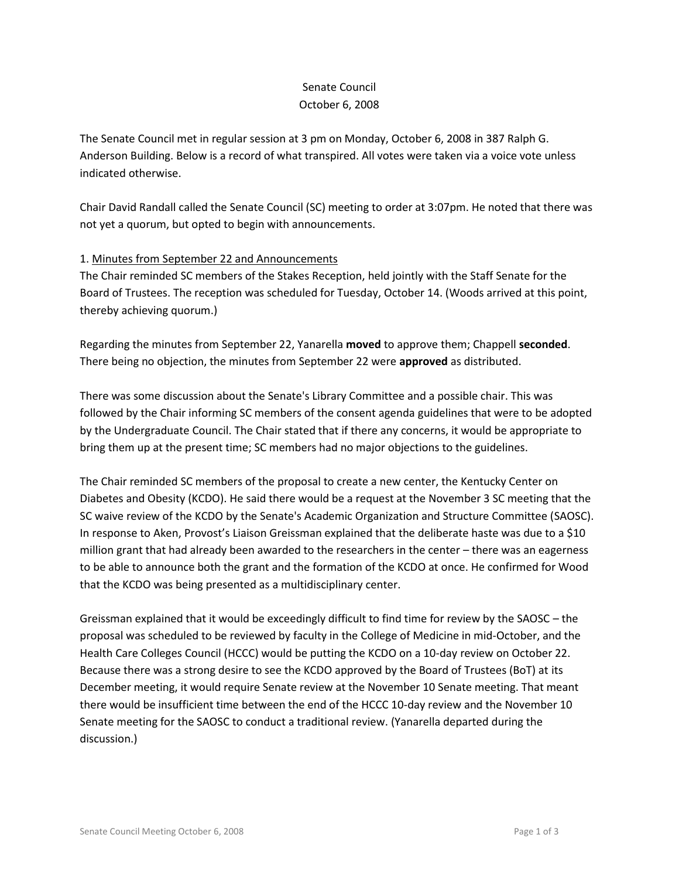Senate Council
October 6, 2008

The Senate Council met in regular session at 3 pm on Monday, October 6, 2008 in 387 Ralph G. Anderson Building. Below is a record of what transpired. All votes were taken via a voice vote unless indicated otherwise.

Chair David Randall called the Senate Council (SC) meeting to order at 3:07pm. He noted that there was not yet a quorum, but opted to begin with announcements.

1. Minutes from September 22 and Announcements

The Chair reminded SC members of the Stakes Reception, held jointly with the Staff Senate for the Board of Trustees. The reception was scheduled for Tuesday, October 14. (Woods arrived at this point, thereby achieving quorum.)

Regarding the minutes from September 22, Yanarella **moved** to approve them; Chappell **seconded**. There being no objection, the minutes from September 22 were **approved** as distributed.

There was some discussion about the Senate's Library Committee and a possible chair. This was followed by the Chair informing SC members of the consent agenda guidelines that were to be adopted by the Undergraduate Council. The Chair stated that if there any concerns, it would be appropriate to bring them up at the present time; SC members had no major objections to the guidelines.

The Chair reminded SC members of the proposal to create a new center, the Kentucky Center on Diabetes and Obesity (KCDO). He said there would be a request at the November 3 SC meeting that the SC waive review of the KCDO by the Senate's Academic Organization and Structure Committee (SAOSC). In response to Aken, Provost's Liaison Greissman explained that the deliberate haste was due to a $10 million grant that had already been awarded to the researchers in the center – there was an eagerness to be able to announce both the grant and the formation of the KCDO at once. He confirmed for Wood that the KCDO was being presented as a multidisciplinary center.

Greissman explained that it would be exceedingly difficult to find time for review by the SAOSC – the proposal was scheduled to be reviewed by faculty in the College of Medicine in mid-October, and the Health Care Colleges Council (HCCC) would be putting the KCDO on a 10-day review on October 22. Because there was a strong desire to see the KCDO approved by the Board of Trustees (BoT) at its December meeting, it would require Senate review at the November 10 Senate meeting. That meant there would be insufficient time between the end of the HCCC 10-day review and the November 10 Senate meeting for the SAOSC to conduct a traditional review. (Yanarella departed during the discussion.)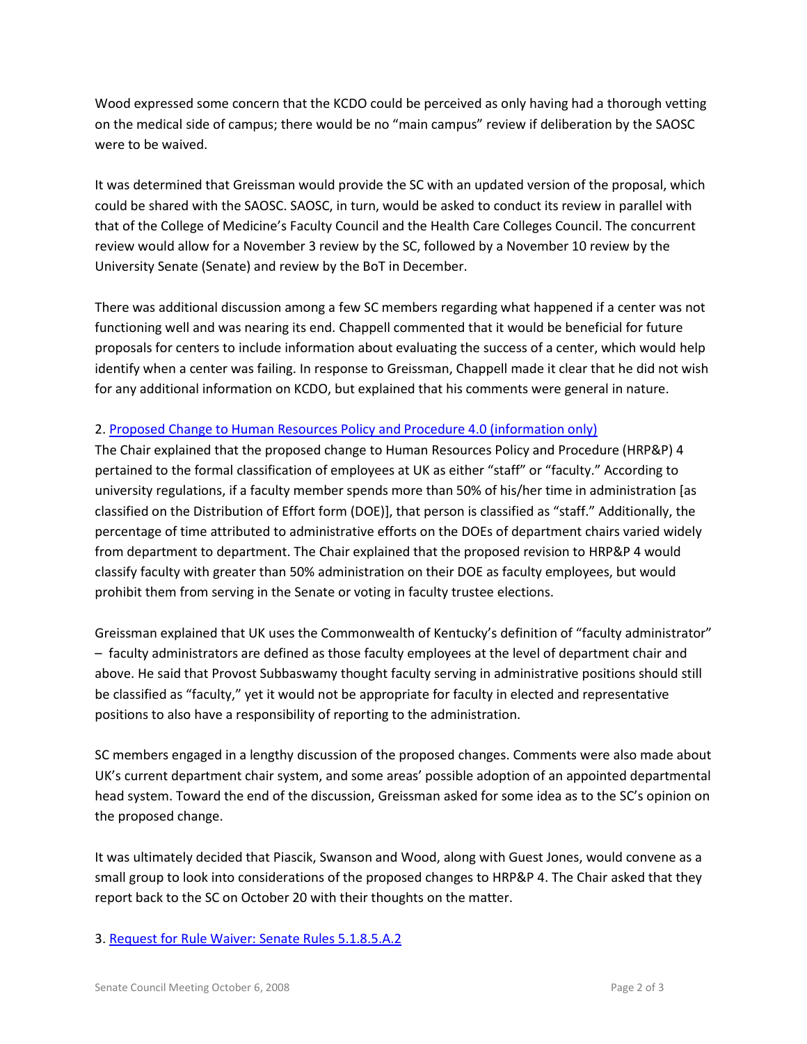Wood expressed some concern that the KCDO could be perceived as only having had a thorough vetting on the medical side of campus; there would be no "main campus" review if deliberation by the SAOSC were to be waived.

It was determined that Greissman would provide the SC with an updated version of the proposal, which could be shared with the SAOSC. SAOSC, in turn, would be asked to conduct its review in parallel with that of the College of Medicine's Faculty Council and the Health Care Colleges Council. The concurrent review would allow for a November 3 review by the SC, followed by a November 10 review by the University Senate (Senate) and review by the BoT in December.

There was additional discussion among a few SC members regarding what happened if a center was not functioning well and was nearing its end. Chappell commented that it would be beneficial for future proposals for centers to include information about evaluating the success of a center, which would help identify when a center was failing. In response to Greissman, Chappell made it clear that he did not wish for any additional information on KCDO, but explained that his comments were general in nature.

2. [Proposed Change to Human Resources Policy and Procedure 4.0 (information only)]

The Chair explained that the proposed change to Human Resources Policy and Procedure (HRP&P) 4 pertained to the formal classification of employees at UK as either "staff" or "faculty." According to university regulations, if a faculty member spends more than 50% of his/her time in administration [as classified on the Distribution of Effort form (DOE)], that person is classified as "staff." Additionally, the percentage of time attributed to administrative efforts on the DOEs of department chairs varied widely from department to department. The Chair explained that the proposed revision to HRP&P 4 would classify faculty with greater than 50% administration on their DOE as faculty employees, but would prohibit them from serving in the Senate or voting in faculty trustee elections.

Greissman explained that UK uses the Commonwealth of Kentucky's definition of "faculty administrator" – faculty administrators are defined as those faculty employees at the level of department chair and above. He said that Provost Subbaswamy thought faculty serving in administrative positions should still be classified as "faculty," yet it would not be appropriate for faculty in elected and representative positions to also have a responsibility of reporting to the administration.

SC members engaged in a lengthy discussion of the proposed changes. Comments were also made about UK's current department chair system, and some areas' possible adoption of an appointed departmental head system. Toward the end of the discussion, Greissman asked for some idea as to the SC's opinion on the proposed change.

It was ultimately decided that Piascik, Swanson and Wood, along with Guest Jones, would convene as a small group to look into considerations of the proposed changes to HRP&P 4. The Chair asked that they report back to the SC on October 20 with their thoughts on the matter.

3. [Request for Rule Waiver: Senate Rules 5.1.8.5.A.2]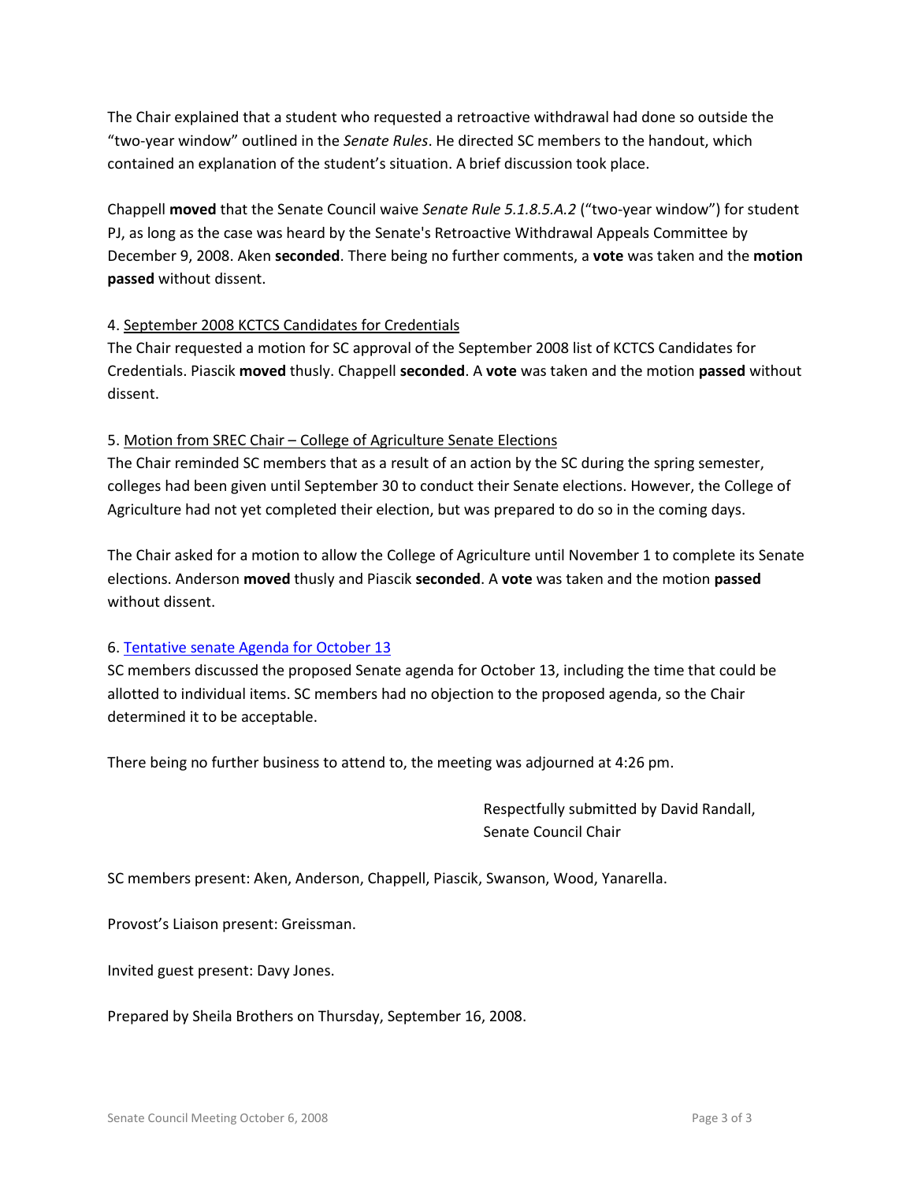The Chair explained that a student who requested a retroactive withdrawal had done so outside the "two-year window" outlined in the *Senate Rules*. He directed SC members to the handout, which contained an explanation of the student's situation. A brief discussion took place.

Chappell **moved** that the Senate Council waive *Senate Rule 5.1.8.5.A.2* ("two-year window") for student PJ, as long as the case was heard by the Senate's Retroactive Withdrawal Appeals Committee by December 9, 2008. Aken **seconded**. There being no further comments, a **vote** was taken and the **motion passed** without dissent.

4. <u>September 2008 KCTCS Candidates for Credentials</u>

The Chair requested a motion for SC approval of the September 2008 list of KCTCS Candidates for Credentials. Piascik **moved** thusly. Chappell **seconded**. A **vote** was taken and the motion **passed** without dissent.

5. <u>Motion from SREC Chair – College of Agriculture Senate Elections</u>

The Chair reminded SC members that as a result of an action by the SC during the spring semester, colleges had been given until September 30 to conduct their Senate elections. However, the College of Agriculture had not yet completed their election, but was prepared to do so in the coming days.

The Chair asked for a motion to allow the College of Agriculture until November 1 to complete its Senate elections. Anderson **moved** thusly and Piascik **seconded**. A **vote** was taken and the motion **passed** without dissent.

6. [Tentative senate Agenda for October 13]

SC members discussed the proposed Senate agenda for October 13, including the time that could be allotted to individual items. SC members had no objection to the proposed agenda, so the Chair determined it to be acceptable.

There being no further business to attend to, the meeting was adjourned at 4:26 pm.

Respectfully submitted by David Randall,
Senate Council Chair

SC members present: Aken, Anderson, Chappell, Piascik, Swanson, Wood, Yanarella.

Provost's Liaison present: Greissman.

Invited guest present: Davy Jones.

Prepared by Sheila Brothers on Thursday, September 16, 2008.